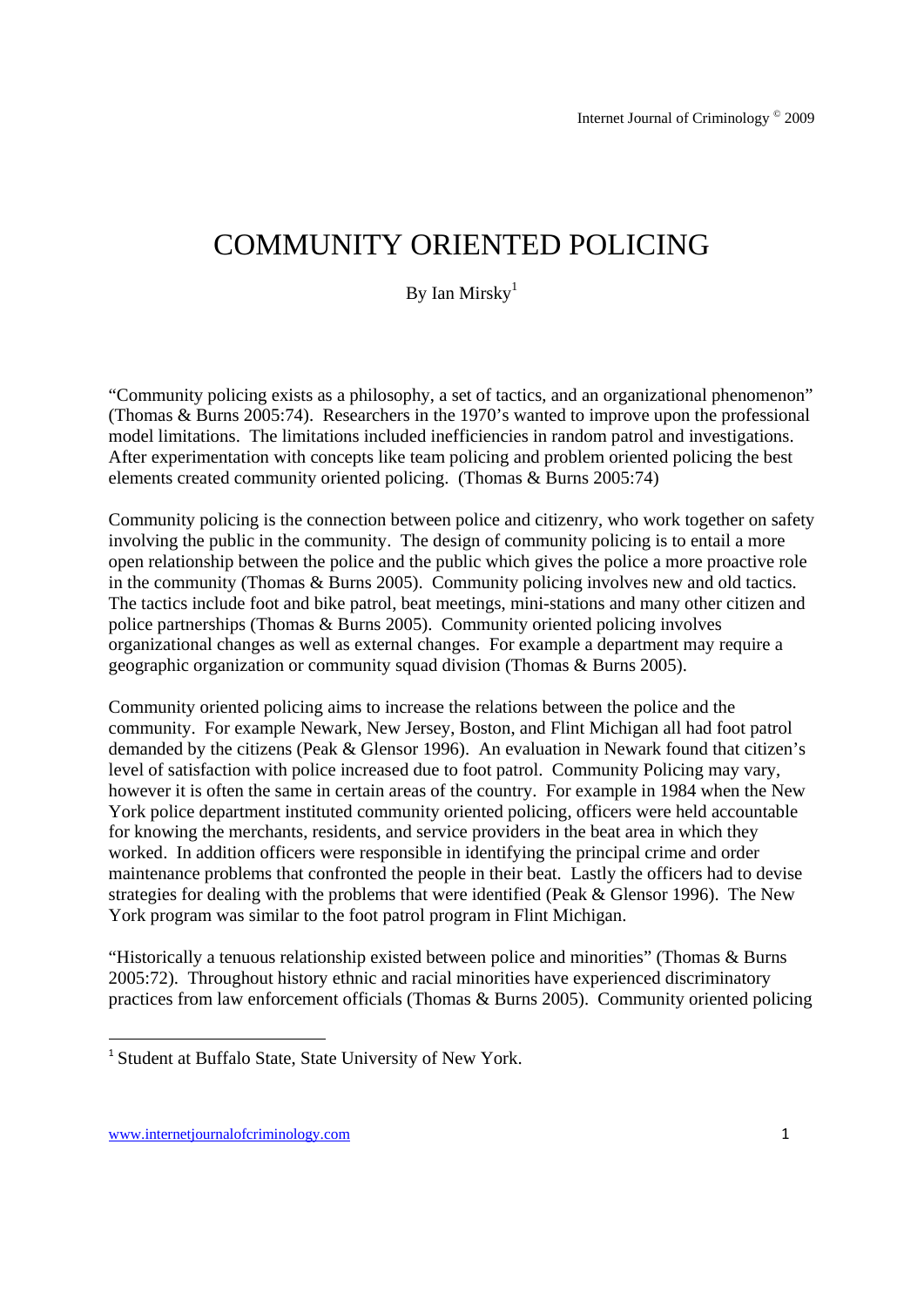# COMMUNITY ORIENTED POLICING

By Ian Mirsky[1]

"Community policing exists as a philosophy, a set of tactics, and an organizational phenomenon" (Thomas & Burns 2005:74). Researchers in the 1970's wanted to improve upon the professional model limitations. The limitations included inefficiencies in random patrol and investigations. After experimentation with concepts like team policing and problem oriented policing the best elements created community oriented policing. (Thomas & Burns 2005:74)

Community policing is the connection between police and citizenry, who work together on safety involving the public in the community. The design of community policing is to entail a more open relationship between the police and the public which gives the police a more proactive role in the community (Thomas & Burns 2005). Community policing involves new and old tactics. The tactics include foot and bike patrol, beat meetings, mini-stations and many other citizen and police partnerships (Thomas & Burns 2005). Community oriented policing involves organizational changes as well as external changes. For example a department may require a geographic organization or community squad division (Thomas & Burns 2005).

Community oriented policing aims to increase the relations between the police and the community. For example Newark, New Jersey, Boston, and Flint Michigan all had foot patrol demanded by the citizens (Peak & Glensor 1996). An evaluation in Newark found that citizen's level of satisfaction with police increased due to foot patrol. Community Policing may vary, however it is often the same in certain areas of the country. For example in 1984 when the New York police department instituted community oriented policing, officers were held accountable for knowing the merchants, residents, and service providers in the beat area in which they worked. In addition officers were responsible in identifying the principal crime and order maintenance problems that confronted the people in their beat. Lastly the officers had to devise strategies for dealing with the problems that were identified (Peak & Glensor 1996). The New York program was similar to the foot patrol program in Flint Michigan.

"Historically a tenuous relationship existed between police and minorities" (Thomas & Burns 2005:72). Throughout history ethnic and racial minorities have experienced discriminatory practices from law enforcement officials (Thomas & Burns 2005). Community oriented policing

[1] Student at Buffalo State, State University of New York.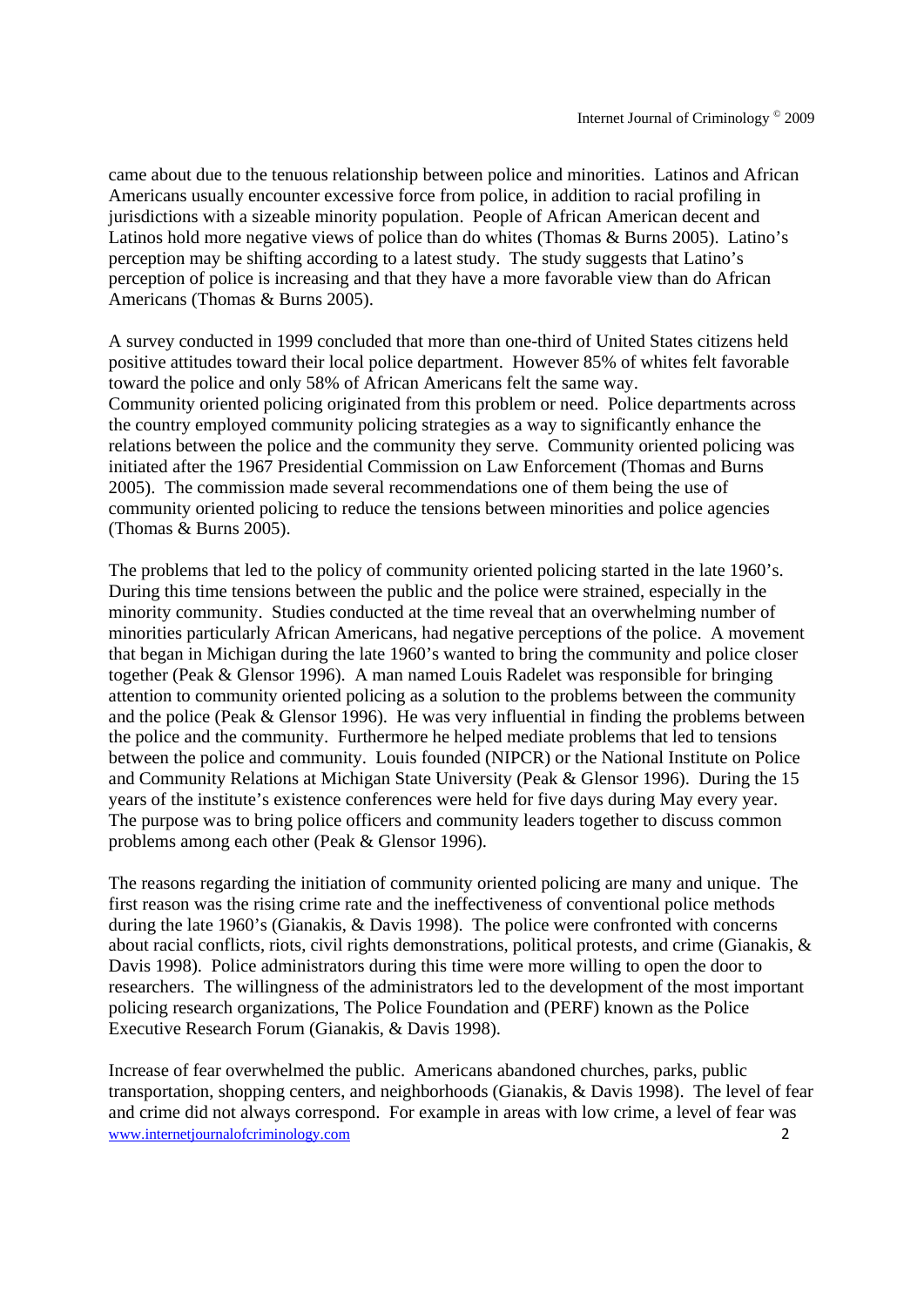came about due to the tenuous relationship between police and minorities. Latinos and African Americans usually encounter excessive force from police, in addition to racial profiling in jurisdictions with a sizeable minority population. People of African American decent and Latinos hold more negative views of police than do whites (Thomas & Burns 2005). Latino's perception may be shifting according to a latest study. The study suggests that Latino's perception of police is increasing and that they have a more favorable view than do African Americans (Thomas & Burns 2005).

A survey conducted in 1999 concluded that more than one-third of United States citizens held positive attitudes toward their local police department. However 85% of whites felt favorable toward the police and only 58% of African Americans felt the same way.
Community oriented policing originated from this problem or need. Police departments across the country employed community policing strategies as a way to significantly enhance the relations between the police and the community they serve. Community oriented policing was initiated after the 1967 Presidential Commission on Law Enforcement (Thomas and Burns 2005). The commission made several recommendations one of them being the use of community oriented policing to reduce the tensions between minorities and police agencies (Thomas & Burns 2005).

The problems that led to the policy of community oriented policing started in the late 1960's. During this time tensions between the public and the police were strained, especially in the minority community. Studies conducted at the time reveal that an overwhelming number of minorities particularly African Americans, had negative perceptions of the police. A movement that began in Michigan during the late 1960's wanted to bring the community and police closer together (Peak & Glensor 1996). A man named Louis Radelet was responsible for bringing attention to community oriented policing as a solution to the problems between the community and the police (Peak & Glensor 1996). He was very influential in finding the problems between the police and the community. Furthermore he helped mediate problems that led to tensions between the police and community. Louis founded (NIPCR) or the National Institute on Police and Community Relations at Michigan State University (Peak & Glensor 1996). During the 15 years of the institute's existence conferences were held for five days during May every year. The purpose was to bring police officers and community leaders together to discuss common problems among each other (Peak & Glensor 1996).

The reasons regarding the initiation of community oriented policing are many and unique. The first reason was the rising crime rate and the ineffectiveness of conventional police methods during the late 1960's (Gianakis, & Davis 1998). The police were confronted with concerns about racial conflicts, riots, civil rights demonstrations, political protests, and crime (Gianakis, & Davis 1998). Police administrators during this time were more willing to open the door to researchers. The willingness of the administrators led to the development of the most important policing research organizations, The Police Foundation and (PERF) known as the Police Executive Research Forum (Gianakis, & Davis 1998).

Increase of fear overwhelmed the public. Americans abandoned churches, parks, public transportation, shopping centers, and neighborhoods (Gianakis, & Davis 1998). The level of fear and crime did not always correspond. For example in areas with low crime, a level of fear was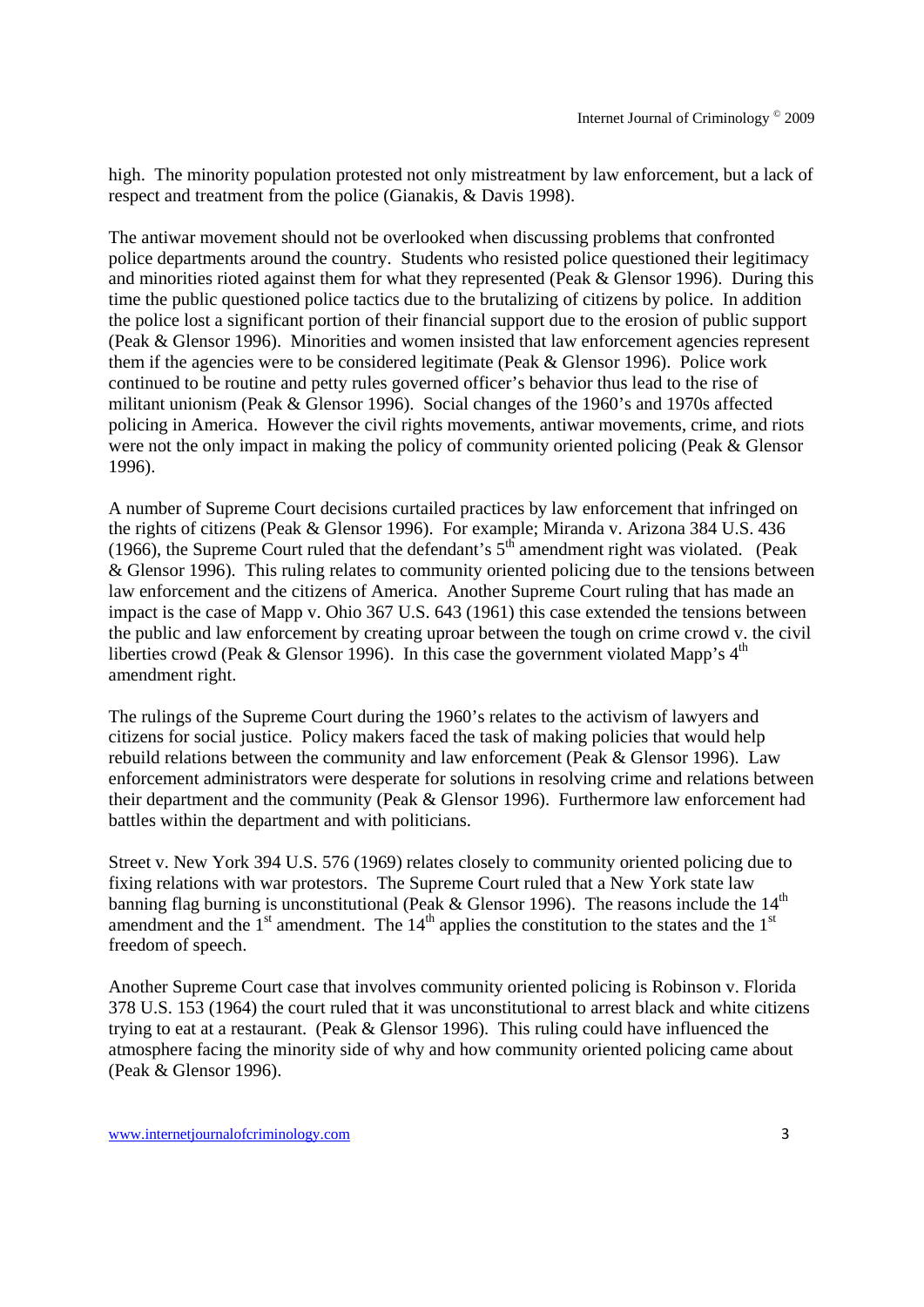high. The minority population protested not only mistreatment by law enforcement, but a lack of respect and treatment from the police (Gianakis, & Davis 1998).

The antiwar movement should not be overlooked when discussing problems that confronted police departments around the country. Students who resisted police questioned their legitimacy and minorities rioted against them for what they represented (Peak & Glensor 1996). During this time the public questioned police tactics due to the brutalizing of citizens by police. In addition the police lost a significant portion of their financial support due to the erosion of public support (Peak & Glensor 1996). Minorities and women insisted that law enforcement agencies represent them if the agencies were to be considered legitimate (Peak & Glensor 1996). Police work continued to be routine and petty rules governed officer's behavior thus lead to the rise of militant unionism (Peak & Glensor 1996). Social changes of the 1960's and 1970s affected policing in America. However the civil rights movements, antiwar movements, crime, and riots were not the only impact in making the policy of community oriented policing (Peak & Glensor 1996).

A number of Supreme Court decisions curtailed practices by law enforcement that infringed on the rights of citizens (Peak & Glensor 1996). For example; Miranda v. Arizona 384 U.S. 436 (1966), the Supreme Court ruled that the defendant's 5th amendment right was violated. (Peak & Glensor 1996). This ruling relates to community oriented policing due to the tensions between law enforcement and the citizens of America. Another Supreme Court ruling that has made an impact is the case of Mapp v. Ohio 367 U.S. 643 (1961) this case extended the tensions between the public and law enforcement by creating uproar between the tough on crime crowd v. the civil liberties crowd (Peak & Glensor 1996). In this case the government violated Mapp's 4th amendment right.

The rulings of the Supreme Court during the 1960's relates to the activism of lawyers and citizens for social justice. Policy makers faced the task of making policies that would help rebuild relations between the community and law enforcement (Peak & Glensor 1996). Law enforcement administrators were desperate for solutions in resolving crime and relations between their department and the community (Peak & Glensor 1996). Furthermore law enforcement had battles within the department and with politicians.

Street v. New York 394 U.S. 576 (1969) relates closely to community oriented policing due to fixing relations with war protestors. The Supreme Court ruled that a New York state law banning flag burning is unconstitutional (Peak & Glensor 1996). The reasons include the 14th amendment and the 1st amendment. The 14th applies the constitution to the states and the 1st freedom of speech.

Another Supreme Court case that involves community oriented policing is Robinson v. Florida 378 U.S. 153 (1964) the court ruled that it was unconstitutional to arrest black and white citizens trying to eat at a restaurant. (Peak & Glensor 1996). This ruling could have influenced the atmosphere facing the minority side of why and how community oriented policing came about (Peak & Glensor 1996).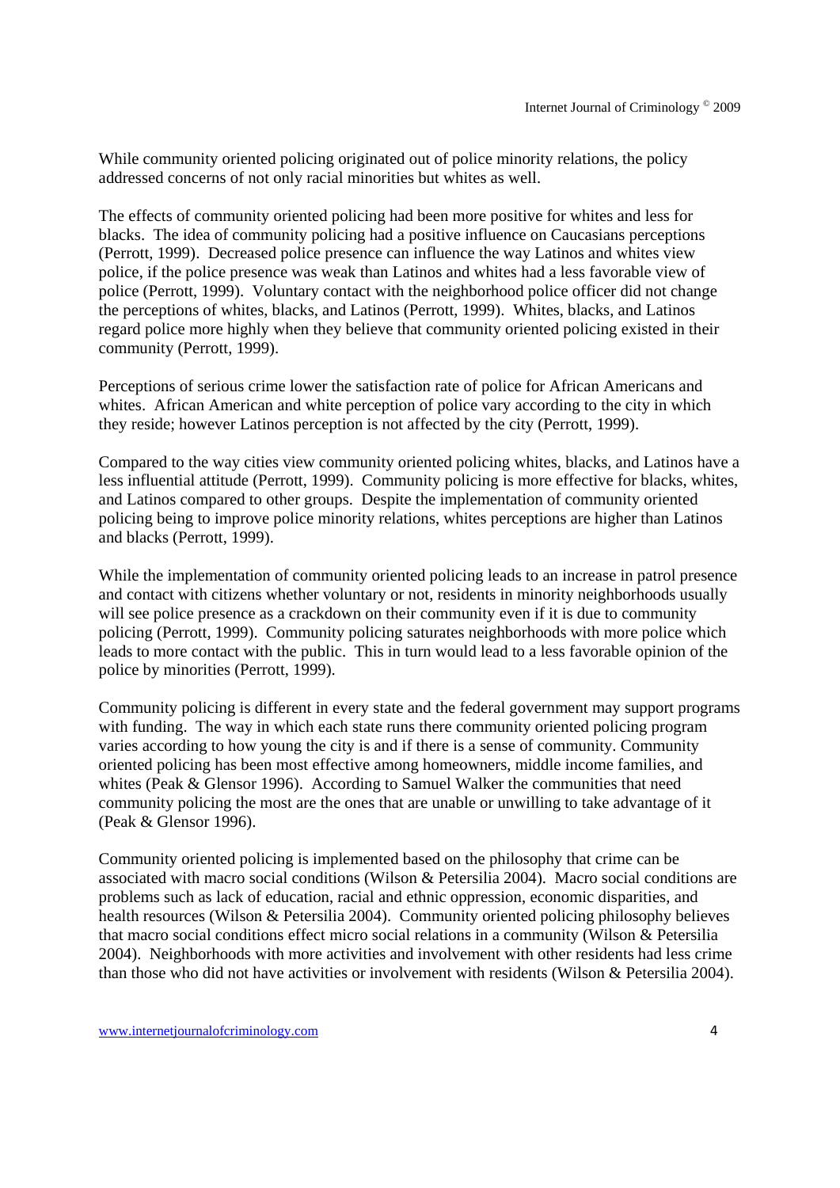While community oriented policing originated out of police minority relations, the policy addressed concerns of not only racial minorities but whites as well.

The effects of community oriented policing had been more positive for whites and less for blacks. The idea of community policing had a positive influence on Caucasians perceptions (Perrott, 1999). Decreased police presence can influence the way Latinos and whites view police, if the police presence was weak than Latinos and whites had a less favorable view of police (Perrott, 1999). Voluntary contact with the neighborhood police officer did not change the perceptions of whites, blacks, and Latinos (Perrott, 1999). Whites, blacks, and Latinos regard police more highly when they believe that community oriented policing existed in their community (Perrott, 1999).

Perceptions of serious crime lower the satisfaction rate of police for African Americans and whites. African American and white perception of police vary according to the city in which they reside; however Latinos perception is not affected by the city (Perrott, 1999).

Compared to the way cities view community oriented policing whites, blacks, and Latinos have a less influential attitude (Perrott, 1999). Community policing is more effective for blacks, whites, and Latinos compared to other groups. Despite the implementation of community oriented policing being to improve police minority relations, whites perceptions are higher than Latinos and blacks (Perrott, 1999).

While the implementation of community oriented policing leads to an increase in patrol presence and contact with citizens whether voluntary or not, residents in minority neighborhoods usually will see police presence as a crackdown on their community even if it is due to community policing (Perrott, 1999). Community policing saturates neighborhoods with more police which leads to more contact with the public. This in turn would lead to a less favorable opinion of the police by minorities (Perrott, 1999).

Community policing is different in every state and the federal government may support programs with funding. The way in which each state runs there community oriented policing program varies according to how young the city is and if there is a sense of community. Community oriented policing has been most effective among homeowners, middle income families, and whites (Peak & Glensor 1996). According to Samuel Walker the communities that need community policing the most are the ones that are unable or unwilling to take advantage of it (Peak & Glensor 1996).

Community oriented policing is implemented based on the philosophy that crime can be associated with macro social conditions (Wilson & Petersilia 2004). Macro social conditions are problems such as lack of education, racial and ethnic oppression, economic disparities, and health resources (Wilson & Petersilia 2004). Community oriented policing philosophy believes that macro social conditions effect micro social relations in a community (Wilson & Petersilia 2004). Neighborhoods with more activities and involvement with other residents had less crime than those who did not have activities or involvement with residents (Wilson & Petersilia 2004).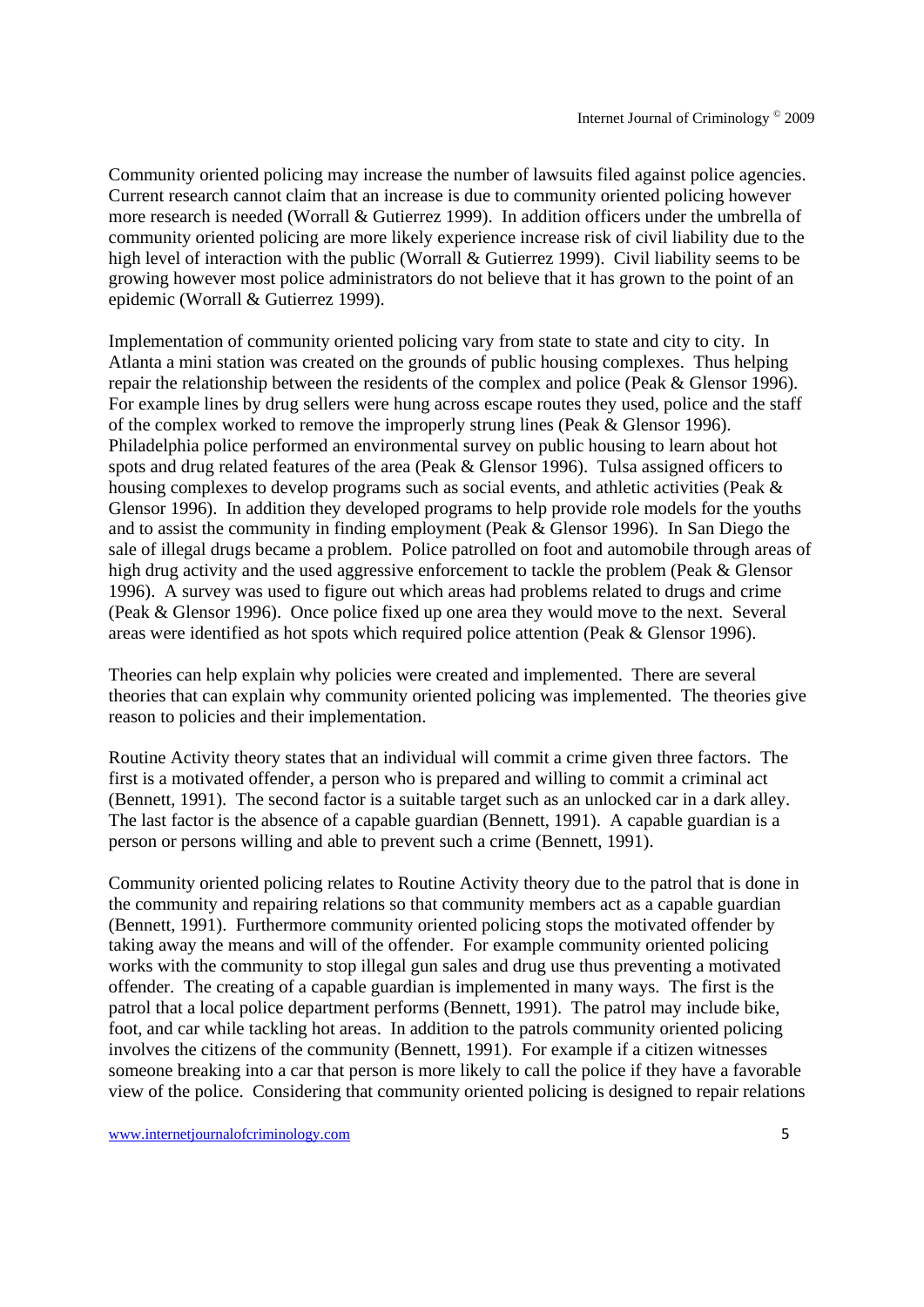Community oriented policing may increase the number of lawsuits filed against police agencies. Current research cannot claim that an increase is due to community oriented policing however more research is needed (Worrall & Gutierrez 1999). In addition officers under the umbrella of community oriented policing are more likely experience increase risk of civil liability due to the high level of interaction with the public (Worrall & Gutierrez 1999). Civil liability seems to be growing however most police administrators do not believe that it has grown to the point of an epidemic (Worrall & Gutierrez 1999).

Implementation of community oriented policing vary from state to state and city to city. In Atlanta a mini station was created on the grounds of public housing complexes. Thus helping repair the relationship between the residents of the complex and police (Peak & Glensor 1996). For example lines by drug sellers were hung across escape routes they used, police and the staff of the complex worked to remove the improperly strung lines (Peak & Glensor 1996). Philadelphia police performed an environmental survey on public housing to learn about hot spots and drug related features of the area (Peak & Glensor 1996). Tulsa assigned officers to housing complexes to develop programs such as social events, and athletic activities (Peak & Glensor 1996). In addition they developed programs to help provide role models for the youths and to assist the community in finding employment (Peak & Glensor 1996). In San Diego the sale of illegal drugs became a problem. Police patrolled on foot and automobile through areas of high drug activity and the used aggressive enforcement to tackle the problem (Peak & Glensor 1996). A survey was used to figure out which areas had problems related to drugs and crime (Peak & Glensor 1996). Once police fixed up one area they would move to the next. Several areas were identified as hot spots which required police attention (Peak & Glensor 1996).

Theories can help explain why policies were created and implemented. There are several theories that can explain why community oriented policing was implemented. The theories give reason to policies and their implementation.

Routine Activity theory states that an individual will commit a crime given three factors. The first is a motivated offender, a person who is prepared and willing to commit a criminal act (Bennett, 1991). The second factor is a suitable target such as an unlocked car in a dark alley. The last factor is the absence of a capable guardian (Bennett, 1991). A capable guardian is a person or persons willing and able to prevent such a crime (Bennett, 1991).

Community oriented policing relates to Routine Activity theory due to the patrol that is done in the community and repairing relations so that community members act as a capable guardian (Bennett, 1991). Furthermore community oriented policing stops the motivated offender by taking away the means and will of the offender. For example community oriented policing works with the community to stop illegal gun sales and drug use thus preventing a motivated offender. The creating of a capable guardian is implemented in many ways. The first is the patrol that a local police department performs (Bennett, 1991). The patrol may include bike, foot, and car while tackling hot areas. In addition to the patrols community oriented policing involves the citizens of the community (Bennett, 1991). For example if a citizen witnesses someone breaking into a car that person is more likely to call the police if they have a favorable view of the police. Considering that community oriented policing is designed to repair relations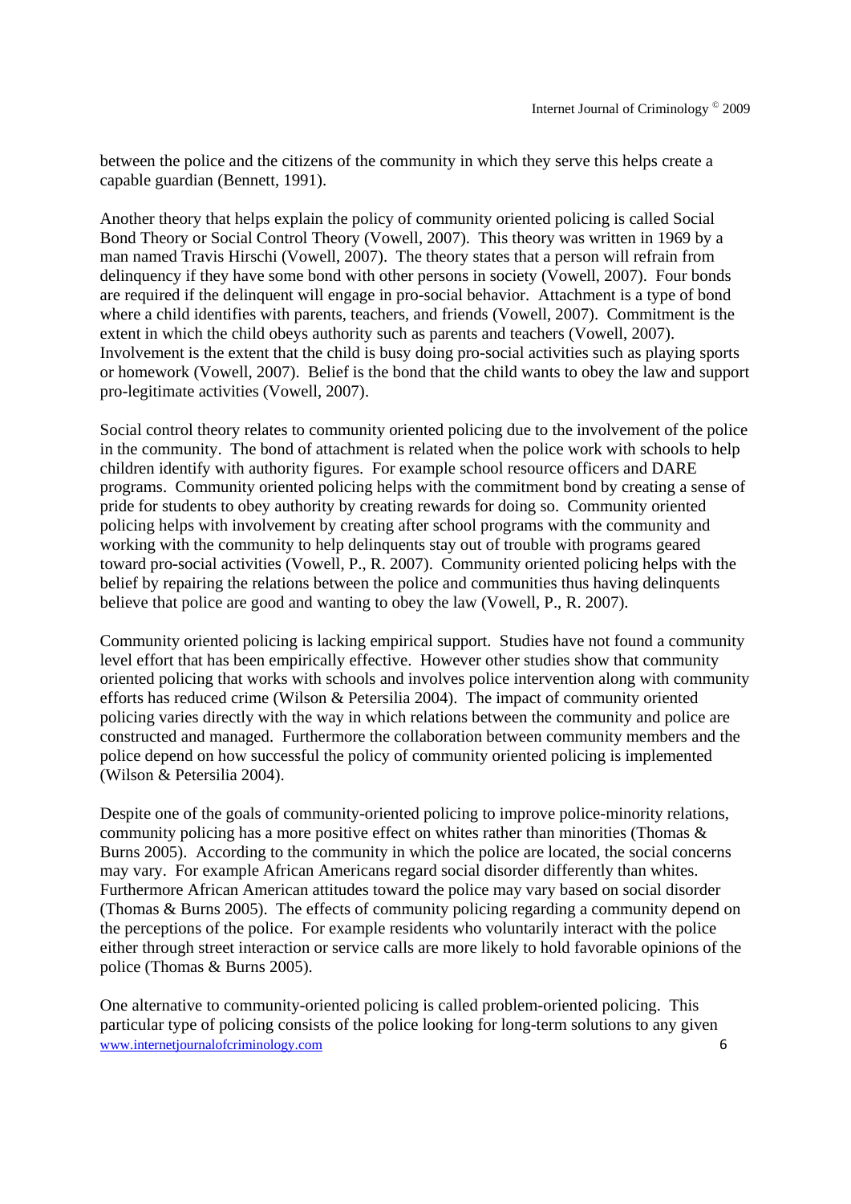between the police and the citizens of the community in which they serve this helps create a capable guardian (Bennett, 1991).

Another theory that helps explain the policy of community oriented policing is called Social Bond Theory or Social Control Theory (Vowell, 2007). This theory was written in 1969 by a man named Travis Hirschi (Vowell, 2007). The theory states that a person will refrain from delinquency if they have some bond with other persons in society (Vowell, 2007). Four bonds are required if the delinquent will engage in pro-social behavior. Attachment is a type of bond where a child identifies with parents, teachers, and friends (Vowell, 2007). Commitment is the extent in which the child obeys authority such as parents and teachers (Vowell, 2007). Involvement is the extent that the child is busy doing pro-social activities such as playing sports or homework (Vowell, 2007). Belief is the bond that the child wants to obey the law and support pro-legitimate activities (Vowell, 2007).

Social control theory relates to community oriented policing due to the involvement of the police in the community. The bond of attachment is related when the police work with schools to help children identify with authority figures. For example school resource officers and DARE programs. Community oriented policing helps with the commitment bond by creating a sense of pride for students to obey authority by creating rewards for doing so. Community oriented policing helps with involvement by creating after school programs with the community and working with the community to help delinquents stay out of trouble with programs geared toward pro-social activities (Vowell, P., R. 2007). Community oriented policing helps with the belief by repairing the relations between the police and communities thus having delinquents believe that police are good and wanting to obey the law (Vowell, P., R. 2007).

Community oriented policing is lacking empirical support. Studies have not found a community level effort that has been empirically effective. However other studies show that community oriented policing that works with schools and involves police intervention along with community efforts has reduced crime (Wilson & Petersilia 2004). The impact of community oriented policing varies directly with the way in which relations between the community and police are constructed and managed. Furthermore the collaboration between community members and the police depend on how successful the policy of community oriented policing is implemented (Wilson & Petersilia 2004).

Despite one of the goals of community-oriented policing to improve police-minority relations, community policing has a more positive effect on whites rather than minorities (Thomas & Burns 2005). According to the community in which the police are located, the social concerns may vary. For example African Americans regard social disorder differently than whites. Furthermore African American attitudes toward the police may vary based on social disorder (Thomas & Burns 2005). The effects of community policing regarding a community depend on the perceptions of the police. For example residents who voluntarily interact with the police either through street interaction or service calls are more likely to hold favorable opinions of the police (Thomas & Burns 2005).

One alternative to community-oriented policing is called problem-oriented policing. This particular type of policing consists of the police looking for long-term solutions to any given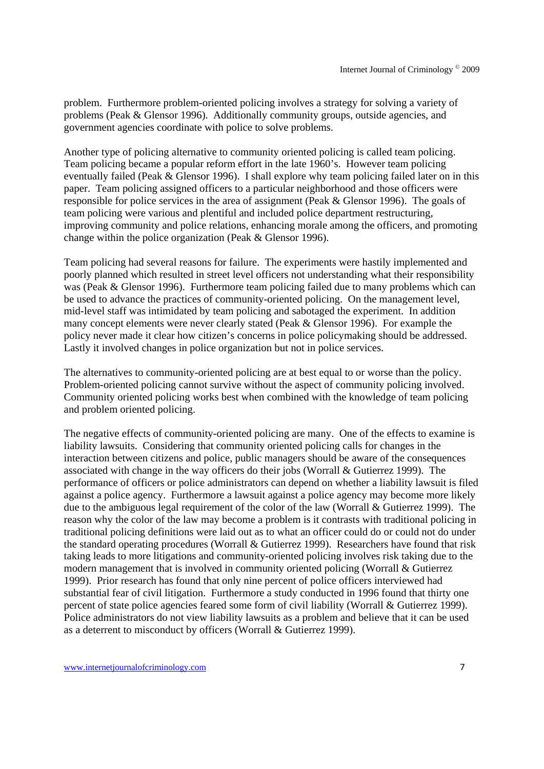problem. Furthermore problem-oriented policing involves a strategy for solving a variety of problems (Peak & Glensor 1996). Additionally community groups, outside agencies, and government agencies coordinate with police to solve problems.

Another type of policing alternative to community oriented policing is called team policing. Team policing became a popular reform effort in the late 1960's. However team policing eventually failed (Peak & Glensor 1996). I shall explore why team policing failed later on in this paper. Team policing assigned officers to a particular neighborhood and those officers were responsible for police services in the area of assignment (Peak & Glensor 1996). The goals of team policing were various and plentiful and included police department restructuring, improving community and police relations, enhancing morale among the officers, and promoting change within the police organization (Peak & Glensor 1996).

Team policing had several reasons for failure. The experiments were hastily implemented and poorly planned which resulted in street level officers not understanding what their responsibility was (Peak & Glensor 1996). Furthermore team policing failed due to many problems which can be used to advance the practices of community-oriented policing. On the management level, mid-level staff was intimidated by team policing and sabotaged the experiment. In addition many concept elements were never clearly stated (Peak & Glensor 1996). For example the policy never made it clear how citizen's concerns in police policymaking should be addressed. Lastly it involved changes in police organization but not in police services.

The alternatives to community-oriented policing are at best equal to or worse than the policy. Problem-oriented policing cannot survive without the aspect of community policing involved. Community oriented policing works best when combined with the knowledge of team policing and problem oriented policing.

The negative effects of community-oriented policing are many. One of the effects to examine is liability lawsuits. Considering that community oriented policing calls for changes in the interaction between citizens and police, public managers should be aware of the consequences associated with change in the way officers do their jobs (Worrall & Gutierrez 1999). The performance of officers or police administrators can depend on whether a liability lawsuit is filed against a police agency. Furthermore a lawsuit against a police agency may become more likely due to the ambiguous legal requirement of the color of the law (Worrall & Gutierrez 1999). The reason why the color of the law may become a problem is it contrasts with traditional policing in traditional policing definitions were laid out as to what an officer could do or could not do under the standard operating procedures (Worrall & Gutierrez 1999). Researchers have found that risk taking leads to more litigations and community-oriented policing involves risk taking due to the modern management that is involved in community oriented policing (Worrall & Gutierrez 1999). Prior research has found that only nine percent of police officers interviewed had substantial fear of civil litigation. Furthermore a study conducted in 1996 found that thirty one percent of state police agencies feared some form of civil liability (Worrall & Gutierrez 1999). Police administrators do not view liability lawsuits as a problem and believe that it can be used as a deterrent to misconduct by officers (Worrall & Gutierrez 1999).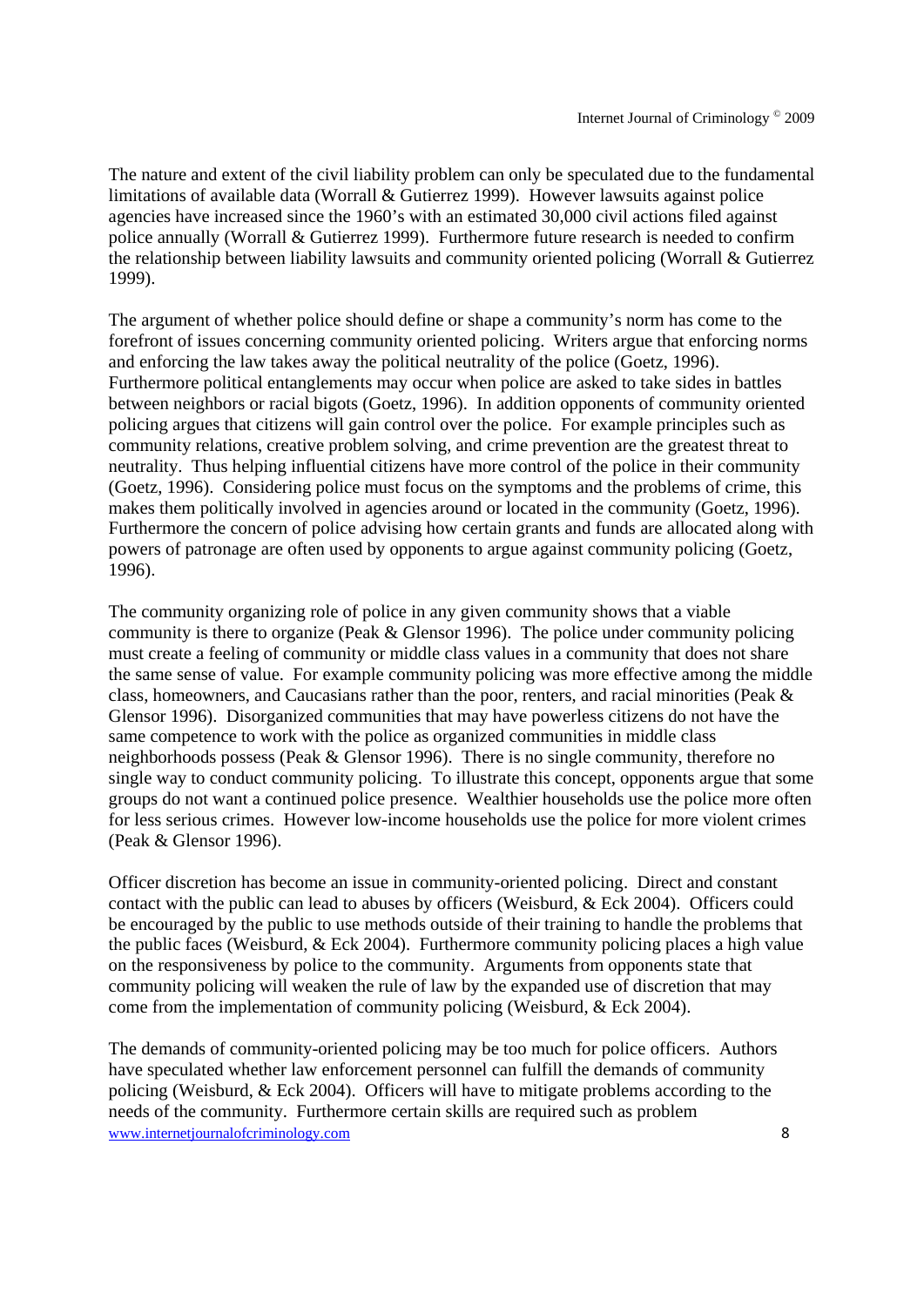The nature and extent of the civil liability problem can only be speculated due to the fundamental limitations of available data (Worrall & Gutierrez 1999). However lawsuits against police agencies have increased since the 1960's with an estimated 30,000 civil actions filed against police annually (Worrall & Gutierrez 1999). Furthermore future research is needed to confirm the relationship between liability lawsuits and community oriented policing (Worrall & Gutierrez 1999).

The argument of whether police should define or shape a community's norm has come to the forefront of issues concerning community oriented policing. Writers argue that enforcing norms and enforcing the law takes away the political neutrality of the police (Goetz, 1996). Furthermore political entanglements may occur when police are asked to take sides in battles between neighbors or racial bigots (Goetz, 1996). In addition opponents of community oriented policing argues that citizens will gain control over the police. For example principles such as community relations, creative problem solving, and crime prevention are the greatest threat to neutrality. Thus helping influential citizens have more control of the police in their community (Goetz, 1996). Considering police must focus on the symptoms and the problems of crime, this makes them politically involved in agencies around or located in the community (Goetz, 1996). Furthermore the concern of police advising how certain grants and funds are allocated along with powers of patronage are often used by opponents to argue against community policing (Goetz, 1996).

The community organizing role of police in any given community shows that a viable community is there to organize (Peak & Glensor 1996). The police under community policing must create a feeling of community or middle class values in a community that does not share the same sense of value. For example community policing was more effective among the middle class, homeowners, and Caucasians rather than the poor, renters, and racial minorities (Peak & Glensor 1996). Disorganized communities that may have powerless citizens do not have the same competence to work with the police as organized communities in middle class neighborhoods possess (Peak & Glensor 1996). There is no single community, therefore no single way to conduct community policing. To illustrate this concept, opponents argue that some groups do not want a continued police presence. Wealthier households use the police more often for less serious crimes. However low-income households use the police for more violent crimes (Peak & Glensor 1996).

Officer discretion has become an issue in community-oriented policing. Direct and constant contact with the public can lead to abuses by officers (Weisburd, & Eck 2004). Officers could be encouraged by the public to use methods outside of their training to handle the problems that the public faces (Weisburd, & Eck 2004). Furthermore community policing places a high value on the responsiveness by police to the community. Arguments from opponents state that community policing will weaken the rule of law by the expanded use of discretion that may come from the implementation of community policing (Weisburd, & Eck 2004).

The demands of community-oriented policing may be too much for police officers. Authors have speculated whether law enforcement personnel can fulfill the demands of community policing (Weisburd, & Eck 2004). Officers will have to mitigate problems according to the needs of the community. Furthermore certain skills are required such as problem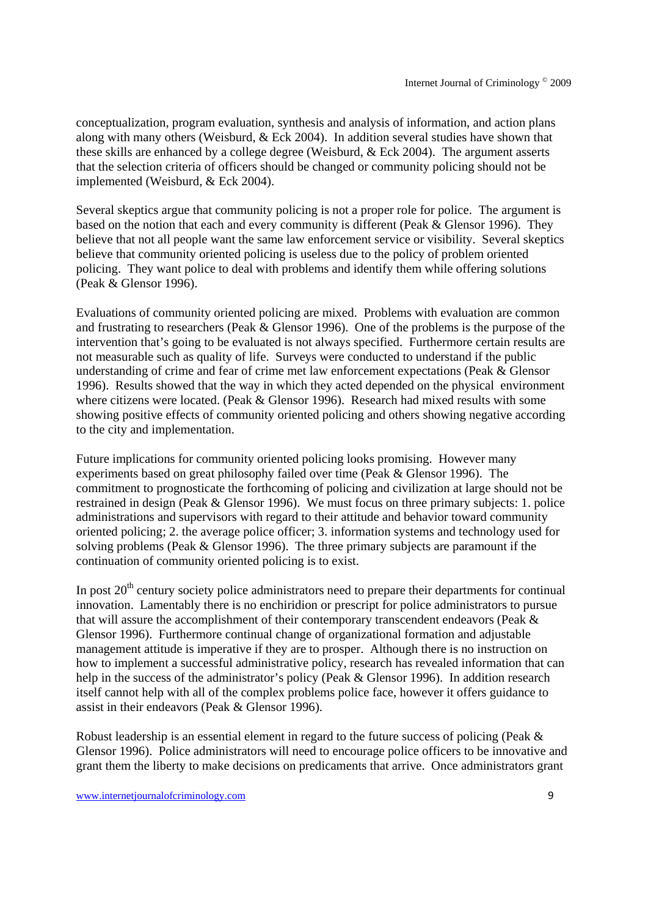conceptualization, program evaluation, synthesis and analysis of information, and action plans along with many others (Weisburd, & Eck 2004). In addition several studies have shown that these skills are enhanced by a college degree (Weisburd, & Eck 2004). The argument asserts that the selection criteria of officers should be changed or community policing should not be implemented (Weisburd, & Eck 2004).

Several skeptics argue that community policing is not a proper role for police. The argument is based on the notion that each and every community is different (Peak & Glensor 1996). They believe that not all people want the same law enforcement service or visibility. Several skeptics believe that community oriented policing is useless due to the policy of problem oriented policing. They want police to deal with problems and identify them while offering solutions (Peak & Glensor 1996).

Evaluations of community oriented policing are mixed. Problems with evaluation are common and frustrating to researchers (Peak & Glensor 1996). One of the problems is the purpose of the intervention that's going to be evaluated is not always specified. Furthermore certain results are not measurable such as quality of life. Surveys were conducted to understand if the public understanding of crime and fear of crime met law enforcement expectations (Peak & Glensor 1996). Results showed that the way in which they acted depended on the physical environment where citizens were located. (Peak & Glensor 1996). Research had mixed results with some showing positive effects of community oriented policing and others showing negative according to the city and implementation.

Future implications for community oriented policing looks promising. However many experiments based on great philosophy failed over time (Peak & Glensor 1996). The commitment to prognosticate the forthcoming of policing and civilization at large should not be restrained in design (Peak & Glensor 1996). We must focus on three primary subjects: 1. police administrations and supervisors with regard to their attitude and behavior toward community oriented policing; 2. the average police officer; 3. information systems and technology used for solving problems (Peak & Glensor 1996). The three primary subjects are paramount if the continuation of community oriented policing is to exist.

In post 20th century society police administrators need to prepare their departments for continual innovation. Lamentably there is no enchiridion or prescript for police administrators to pursue that will assure the accomplishment of their contemporary transcendent endeavors (Peak & Glensor 1996). Furthermore continual change of organizational formation and adjustable management attitude is imperative if they are to prosper. Although there is no instruction on how to implement a successful administrative policy, research has revealed information that can help in the success of the administrator's policy (Peak & Glensor 1996). In addition research itself cannot help with all of the complex problems police face, however it offers guidance to assist in their endeavors (Peak & Glensor 1996).

Robust leadership is an essential element in regard to the future success of policing (Peak & Glensor 1996). Police administrators will need to encourage police officers to be innovative and grant them the liberty to make decisions on predicaments that arrive. Once administrators grant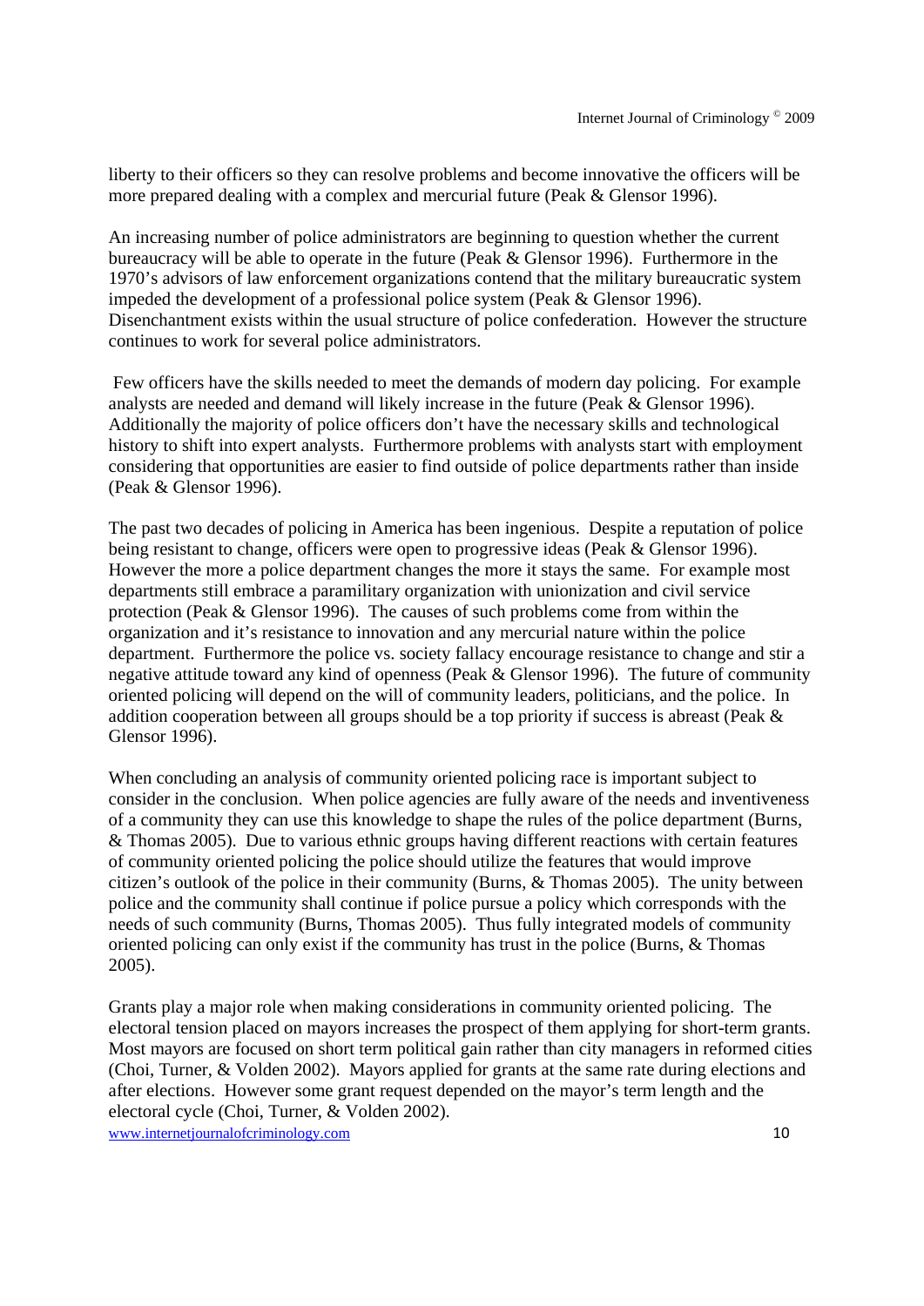liberty to their officers so they can resolve problems and become innovative the officers will be more prepared dealing with a complex and mercurial future (Peak & Glensor 1996).

An increasing number of police administrators are beginning to question whether the current bureaucracy will be able to operate in the future (Peak & Glensor 1996). Furthermore in the 1970's advisors of law enforcement organizations contend that the military bureaucratic system impeded the development of a professional police system (Peak & Glensor 1996). Disenchantment exists within the usual structure of police confederation. However the structure continues to work for several police administrators.

Few officers have the skills needed to meet the demands of modern day policing. For example analysts are needed and demand will likely increase in the future (Peak & Glensor 1996). Additionally the majority of police officers don't have the necessary skills and technological history to shift into expert analysts. Furthermore problems with analysts start with employment considering that opportunities are easier to find outside of police departments rather than inside (Peak & Glensor 1996).

The past two decades of policing in America has been ingenious. Despite a reputation of police being resistant to change, officers were open to progressive ideas (Peak & Glensor 1996). However the more a police department changes the more it stays the same. For example most departments still embrace a paramilitary organization with unionization and civil service protection (Peak & Glensor 1996). The causes of such problems come from within the organization and it's resistance to innovation and any mercurial nature within the police department. Furthermore the police vs. society fallacy encourage resistance to change and stir a negative attitude toward any kind of openness (Peak & Glensor 1996). The future of community oriented policing will depend on the will of community leaders, politicians, and the police. In addition cooperation between all groups should be a top priority if success is abreast (Peak & Glensor 1996).

When concluding an analysis of community oriented policing race is important subject to consider in the conclusion. When police agencies are fully aware of the needs and inventiveness of a community they can use this knowledge to shape the rules of the police department (Burns, & Thomas 2005). Due to various ethnic groups having different reactions with certain features of community oriented policing the police should utilize the features that would improve citizen's outlook of the police in their community (Burns, & Thomas 2005). The unity between police and the community shall continue if police pursue a policy which corresponds with the needs of such community (Burns, Thomas 2005). Thus fully integrated models of community oriented policing can only exist if the community has trust in the police (Burns, & Thomas 2005).

Grants play a major role when making considerations in community oriented policing. The electoral tension placed on mayors increases the prospect of them applying for short-term grants. Most mayors are focused on short term political gain rather than city managers in reformed cities (Choi, Turner, & Volden 2002). Mayors applied for grants at the same rate during elections and after elections. However some grant request depended on the mayor's term length and the electoral cycle (Choi, Turner, & Volden 2002).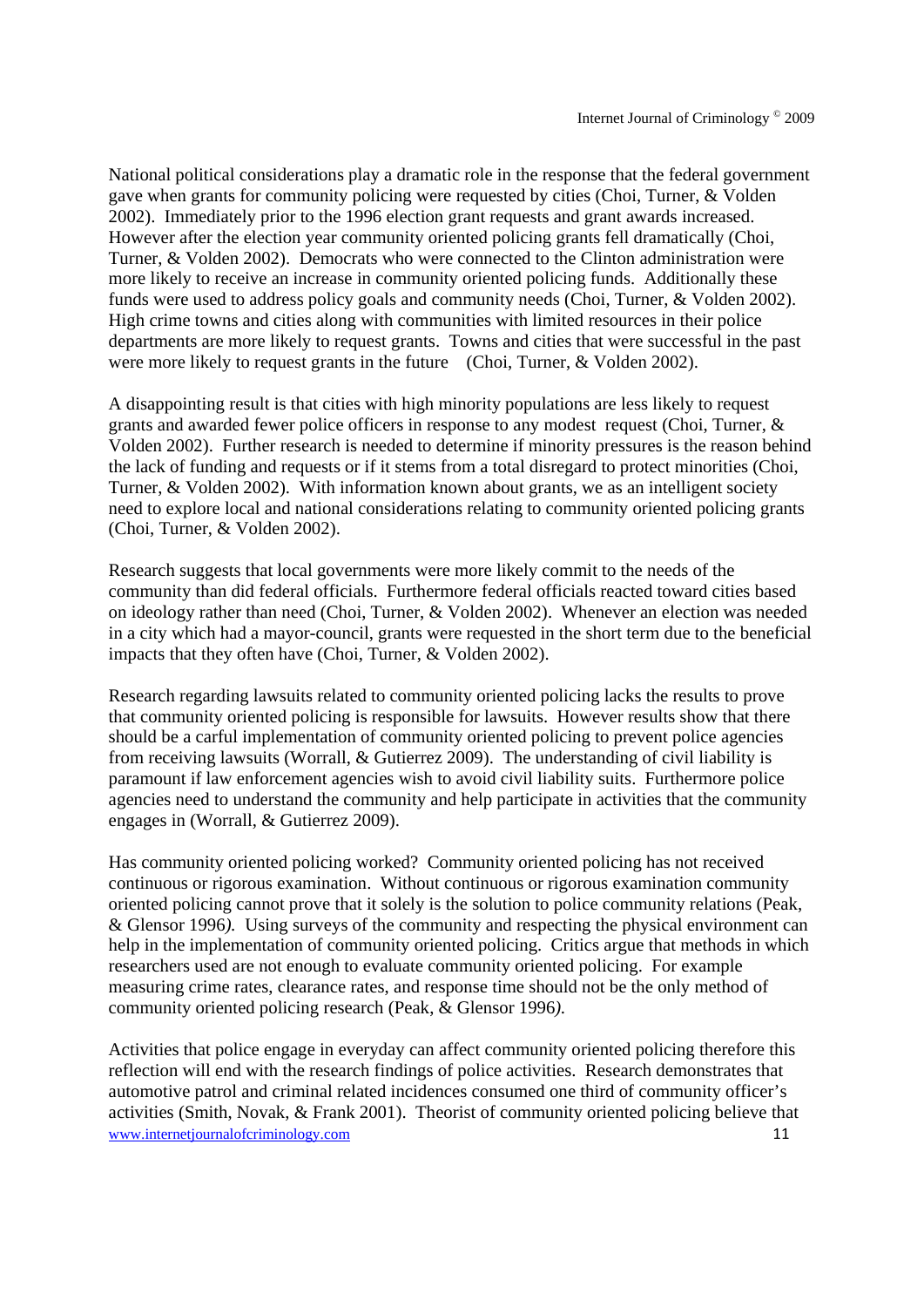National political considerations play a dramatic role in the response that the federal government gave when grants for community policing were requested by cities (Choi, Turner, & Volden 2002). Immediately prior to the 1996 election grant requests and grant awards increased. However after the election year community oriented policing grants fell dramatically (Choi, Turner, & Volden 2002). Democrats who were connected to the Clinton administration were more likely to receive an increase in community oriented policing funds. Additionally these funds were used to address policy goals and community needs (Choi, Turner, & Volden 2002). High crime towns and cities along with communities with limited resources in their police departments are more likely to request grants. Towns and cities that were successful in the past were more likely to request grants in the future (Choi, Turner, & Volden 2002).

A disappointing result is that cities with high minority populations are less likely to request grants and awarded fewer police officers in response to any modest request (Choi, Turner, & Volden 2002). Further research is needed to determine if minority pressures is the reason behind the lack of funding and requests or if it stems from a total disregard to protect minorities (Choi, Turner, & Volden 2002). With information known about grants, we as an intelligent society need to explore local and national considerations relating to community oriented policing grants (Choi, Turner, & Volden 2002).

Research suggests that local governments were more likely commit to the needs of the community than did federal officials. Furthermore federal officials reacted toward cities based on ideology rather than need (Choi, Turner, & Volden 2002). Whenever an election was needed in a city which had a mayor-council, grants were requested in the short term due to the beneficial impacts that they often have (Choi, Turner, & Volden 2002).

Research regarding lawsuits related to community oriented policing lacks the results to prove that community oriented policing is responsible for lawsuits. However results show that there should be a carful implementation of community oriented policing to prevent police agencies from receiving lawsuits (Worrall, & Gutierrez 2009). The understanding of civil liability is paramount if law enforcement agencies wish to avoid civil liability suits. Furthermore police agencies need to understand the community and help participate in activities that the community engages in (Worrall, & Gutierrez 2009).

Has community oriented policing worked? Community oriented policing has not received continuous or rigorous examination. Without continuous or rigorous examination community oriented policing cannot prove that it solely is the solution to police community relations (Peak, & Glensor 1996*).* Using surveys of the community and respecting the physical environment can help in the implementation of community oriented policing. Critics argue that methods in which researchers used are not enough to evaluate community oriented policing. For example measuring crime rates, clearance rates, and response time should not be the only method of community oriented policing research (Peak, & Glensor 1996*).*

Activities that police engage in everyday can affect community oriented policing therefore this reflection will end with the research findings of police activities. Research demonstrates that automotive patrol and criminal related incidences consumed one third of community officer's activities (Smith, Novak, & Frank 2001). Theorist of community oriented policing believe that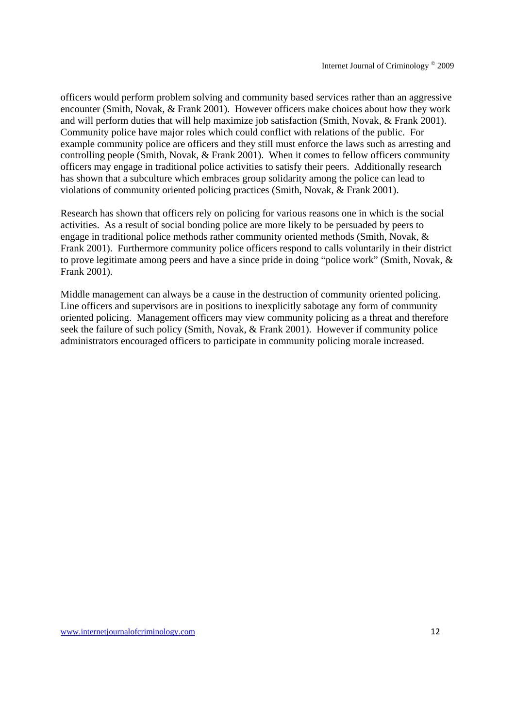officers would perform problem solving and community based services rather than an aggressive encounter (Smith, Novak, & Frank 2001). However officers make choices about how they work and will perform duties that will help maximize job satisfaction (Smith, Novak, & Frank 2001). Community police have major roles which could conflict with relations of the public. For example community police are officers and they still must enforce the laws such as arresting and controlling people (Smith, Novak, & Frank 2001). When it comes to fellow officers community officers may engage in traditional police activities to satisfy their peers. Additionally research has shown that a subculture which embraces group solidarity among the police can lead to violations of community oriented policing practices (Smith, Novak, & Frank 2001).

Research has shown that officers rely on policing for various reasons one in which is the social activities. As a result of social bonding police are more likely to be persuaded by peers to engage in traditional police methods rather community oriented methods (Smith, Novak, & Frank 2001). Furthermore community police officers respond to calls voluntarily in their district to prove legitimate among peers and have a since pride in doing "police work" (Smith, Novak, & Frank 2001).

Middle management can always be a cause in the destruction of community oriented policing. Line officers and supervisors are in positions to inexplicitly sabotage any form of community oriented policing. Management officers may view community policing as a threat and therefore seek the failure of such policy (Smith, Novak, & Frank 2001). However if community police administrators encouraged officers to participate in community policing morale increased.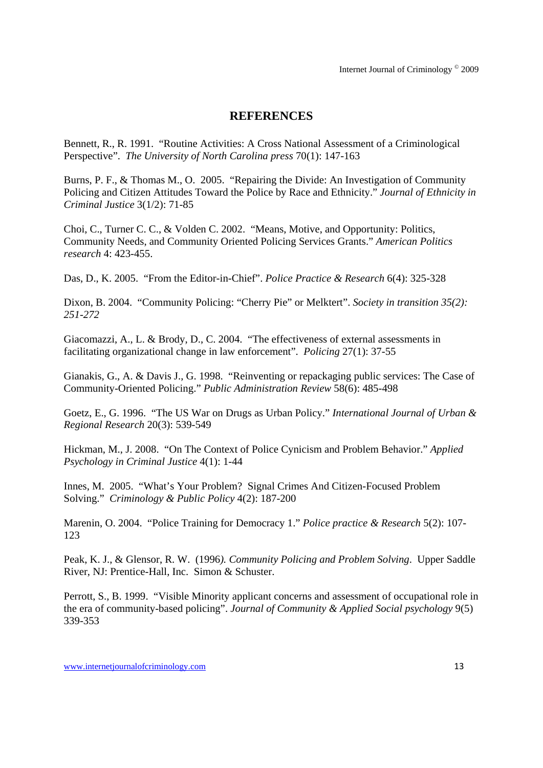## REFERENCES

Bennett, R., R. 1991. "Routine Activities: A Cross National Assessment of a Criminological Perspective". *The University of North Carolina press* 70(1): 147-163

Burns, P. F., & Thomas M., O. 2005. "Repairing the Divide: An Investigation of Community Policing and Citizen Attitudes Toward the Police by Race and Ethnicity." *Journal of Ethnicity in Criminal Justice* 3(1/2): 71-85

Choi, C., Turner C. C., & Volden C. 2002. "Means, Motive, and Opportunity: Politics, Community Needs, and Community Oriented Policing Services Grants." *American Politics research* 4: 423-455.

Das, D., K. 2005. "From the Editor-in-Chief". *Police Practice & Research* 6(4): 325-328

Dixon, B. 2004. "Community Policing: "Cherry Pie" or Melktert". *Society in transition 35(2): 251-272*

Giacomazzi, A., L. & Brody, D., C. 2004. "The effectiveness of external assessments in facilitating organizational change in law enforcement". *Policing* 27(1): 37-55

Gianakis, G., A. & Davis J., G. 1998. "Reinventing or repackaging public services: The Case of Community-Oriented Policing." *Public Administration Review* 58(6): 485-498

Goetz, E., G. 1996. "The US War on Drugs as Urban Policy." *International Journal of Urban & Regional Research* 20(3): 539-549

Hickman, M., J. 2008. "On The Context of Police Cynicism and Problem Behavior." *Applied Psychology in Criminal Justice* 4(1): 1-44

Innes, M. 2005. "What's Your Problem? Signal Crimes And Citizen-Focused Problem Solving." *Criminology & Public Policy* 4(2): 187-200

Marenin, O. 2004. "Police Training for Democracy 1." *Police practice & Research* 5(2): 107-123

Peak, K. J., & Glensor, R. W. (1996*). Community Policing and Problem Solving*. Upper Saddle River, NJ: Prentice-Hall, Inc. Simon & Schuster.

Perrott, S., B. 1999. "Visible Minority applicant concerns and assessment of occupational role in the era of community-based policing". *Journal of Community & Applied Social psychology* 9(5) 339-353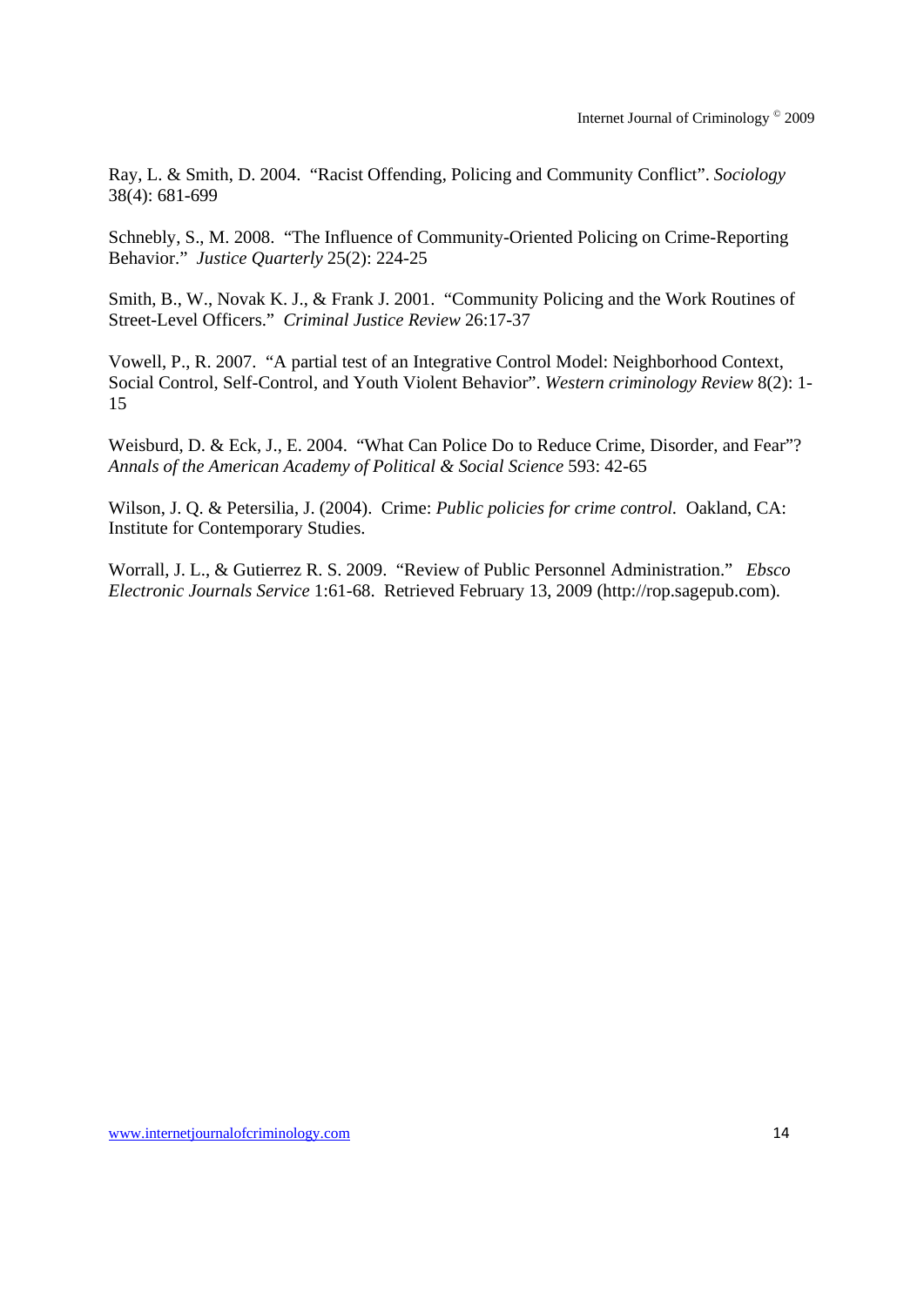Ray, L. & Smith, D. 2004. "Racist Offending, Policing and Community Conflict". *Sociology* 38(4): 681-699

Schnebly, S., M. 2008. "The Influence of Community-Oriented Policing on Crime-Reporting Behavior." *Justice Quarterly* 25(2): 224-25

Smith, B., W., Novak K. J., & Frank J. 2001. "Community Policing and the Work Routines of Street-Level Officers." *Criminal Justice Review* 26:17-37

Vowell, P., R. 2007. "A partial test of an Integrative Control Model: Neighborhood Context, Social Control, Self-Control, and Youth Violent Behavior". *Western criminology Review* 8(2): 1-15

Weisburd, D. & Eck, J., E. 2004. "What Can Police Do to Reduce Crime, Disorder, and Fear"? *Annals of the American Academy of Political & Social Science* 593: 42-65

Wilson, J. Q. & Petersilia, J. (2004). Crime: *Public policies for crime control.* Oakland, CA: Institute for Contemporary Studies.

Worrall, J. L., & Gutierrez R. S. 2009. "Review of Public Personnel Administration." *Ebsco Electronic Journals Service* 1:61-68. Retrieved February 13, 2009 (http://rop.sagepub.com).